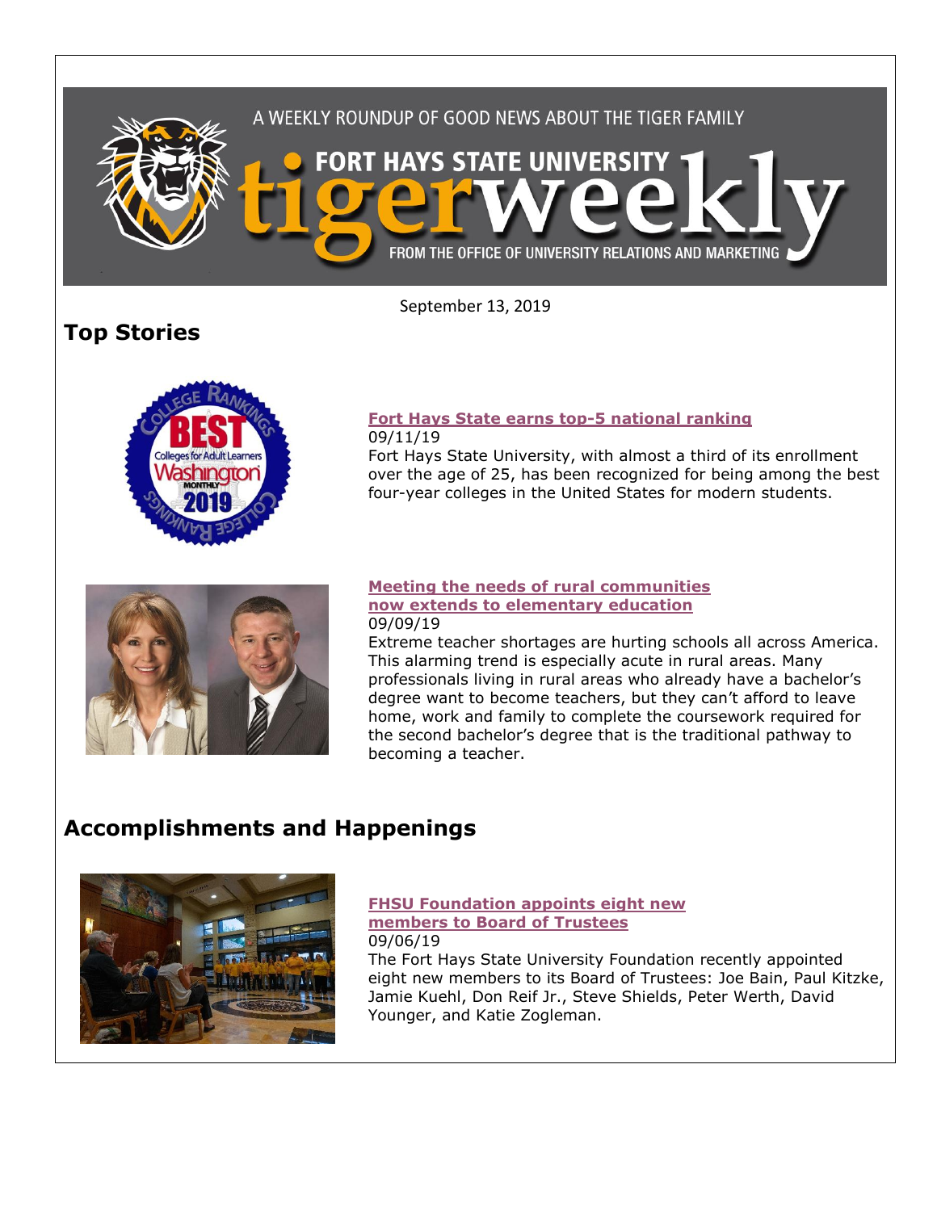A WEEKLY ROUNDUP OF GOOD NEWS ABOUT THE TIGER FAMILY

# FORT HAYS STATE UNIVERSITY tigerweekly

FROM THE OFFICE OF UNIVERSITY RELATIONS AND MARKETING

September 13, 2019

## Top Stories

**Fort Hays State earns top-5 national ranking**
09/11/19
Fort Hays State University, with almost a third of its enrollment over the age of 25, has been recognized for being among the best four-year colleges in the United States for modern students.

**Meeting the needs of rural communities now extends to elementary education**
09/09/19
Extreme teacher shortages are hurting schools all across America. This alarming trend is especially acute in rural areas. Many professionals living in rural areas who already have a bachelor's degree want to become teachers, but they can't afford to leave home, work and family to complete the coursework required for the second bachelor's degree that is the traditional pathway to becoming a teacher.

## Accomplishments and Happenings

**FHSU Foundation appoints eight new members to Board of Trustees**
09/06/19
The Fort Hays State University Foundation recently appointed eight new members to its Board of Trustees: Joe Bain, Paul Kitzke, Jamie Kuehl, Don Reif Jr., Steve Shields, Peter Werth, David Younger, and Katie Zogleman.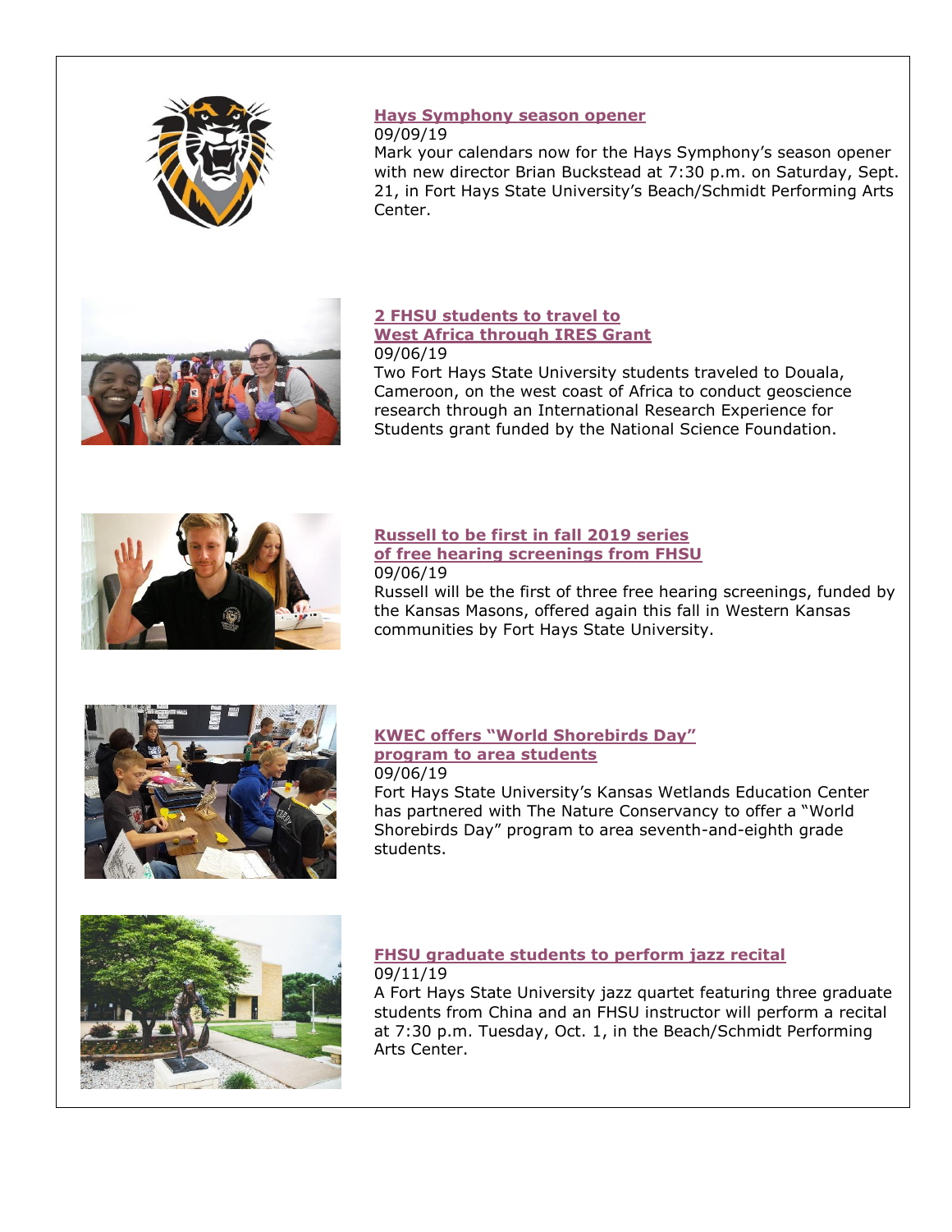**Hays Symphony season opener**

09/09/19

Mark your calendars now for the Hays Symphony's season opener with new director Brian Buckstead at 7:30 p.m. on Saturday, Sept. 21, in Fort Hays State University's Beach/Schmidt Performing Arts Center.

**2 FHSU students to travel to West Africa through IRES Grant**

09/06/19

Two Fort Hays State University students traveled to Douala, Cameroon, on the west coast of Africa to conduct geoscience research through an International Research Experience for Students grant funded by the National Science Foundation.

**Russell to be first in fall 2019 series of free hearing screenings from FHSU**

09/06/19

Russell will be the first of three free hearing screenings, funded by the Kansas Masons, offered again this fall in Western Kansas communities by Fort Hays State University.

**KWEC offers "World Shorebirds Day" program to area students**

09/06/19

Fort Hays State University's Kansas Wetlands Education Center has partnered with The Nature Conservancy to offer a "World Shorebirds Day" program to area seventh-and-eighth grade students.

**FHSU graduate students to perform jazz recital**

09/11/19

A Fort Hays State University jazz quartet featuring three graduate students from China and an FHSU instructor will perform a recital at 7:30 p.m. Tuesday, Oct. 1, in the Beach/Schmidt Performing Arts Center.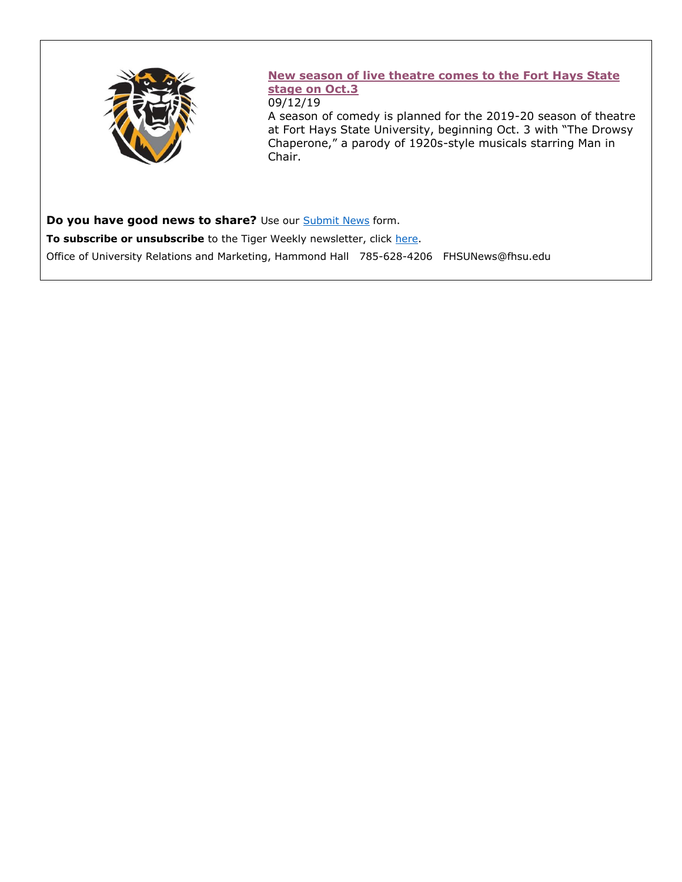**New season of live theatre comes to the Fort Hays State stage on Oct.3**

09/12/19

A season of comedy is planned for the 2019-20 season of theatre at Fort Hays State University, beginning Oct. 3 with "The Drowsy Chaperone," a parody of 1920s-style musicals starring Man in Chair.

**Do you have good news to share?** Use our Submit News form.

**To subscribe or unsubscribe** to the Tiger Weekly newsletter, click here.

Office of University Relations and Marketing, Hammond Hall   785-628-4206   FHSUNews@fhsu.edu